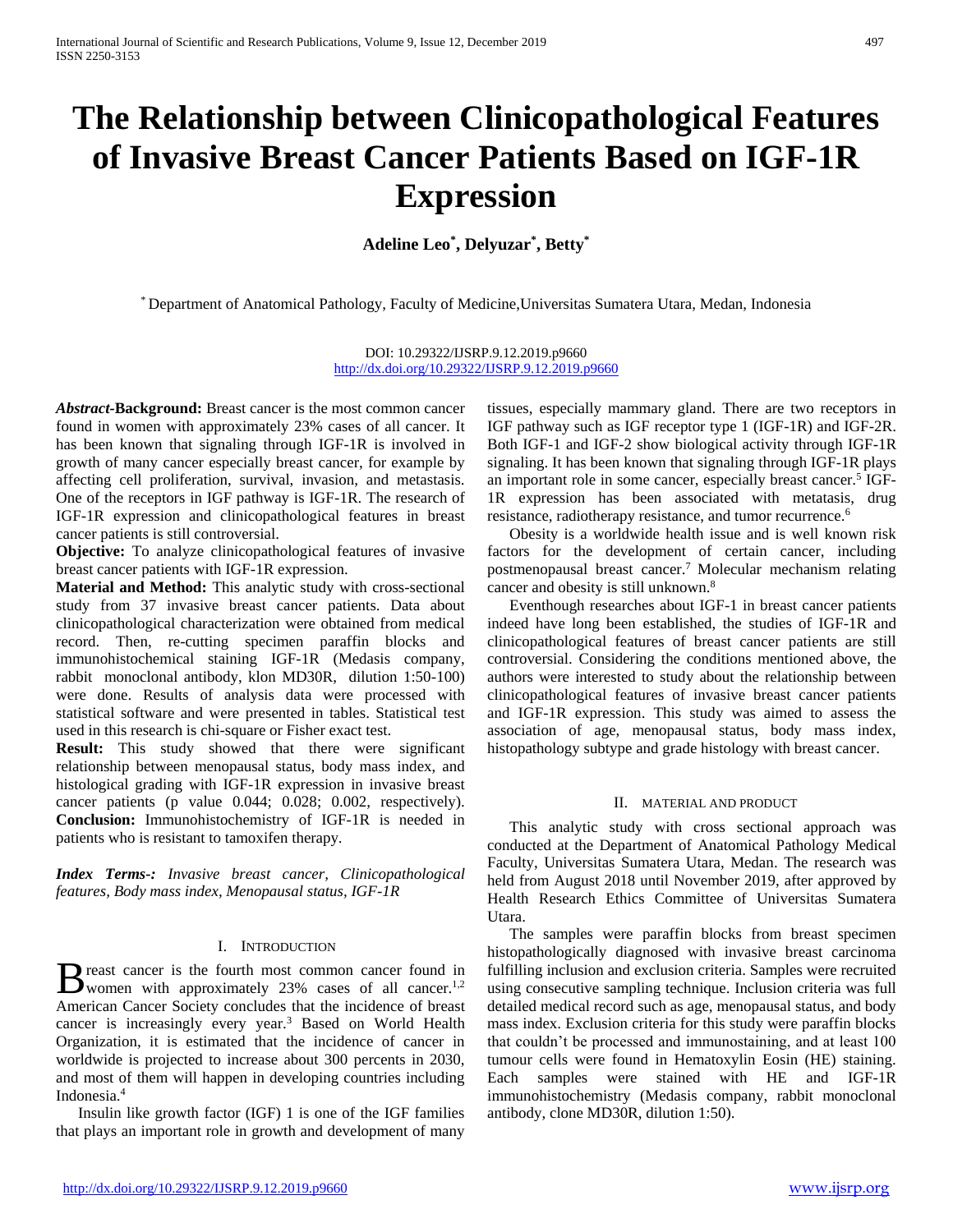# The Relationship between Clinicopathological Features of Invasive Breast Cancer Patients Based on IGF-1R Expression

**Adeline Leo[*], Delyuzar[*], Betty[*]**

[*] Department of Anatomical Pathology, Faculty of Medicine,Universitas Sumatera Utara, Medan, Indonesia

DOI: 10.29322/IJSRP.9.12.2019.p9660
http://dx.doi.org/10.29322/IJSRP.9.12.2019.p9660

***Abstract*-Background:** Breast cancer is the most common cancer found in women with approximately 23% cases of all cancer. It has been known that signaling through IGF-1R is involved in growth of many cancer especially breast cancer, for example by affecting cell proliferation, survival, invasion, and metastasis. One of the receptors in IGF pathway is IGF-1R. The research of IGF-1R expression and clinicopathological features in breast cancer patients is still controversial.

**Objective:** To analyze clinicopathological features of invasive breast cancer patients with IGF-1R expression.

**Material and Method:** This analytic study with cross-sectional study from 37 invasive breast cancer patients. Data about clinicopathological characterization were obtained from medical record. Then, re-cutting specimen paraffin blocks and immunohistochemical staining IGF-1R (Medasis company, rabbit monoclonal antibody, klon MD30R, dilution 1:50-100) were done. Results of analysis data were processed with statistical software and were presented in tables. Statistical test used in this research is chi-square or Fisher exact test.

**Result:** This study showed that there were significant relationship between menopausal status, body mass index, and histological grading with IGF-1R expression in invasive breast cancer patients (p value 0.044; 0.028; 0.002, respectively).

**Conclusion:** Immunohistochemistry of IGF-1R is needed in patients who is resistant to tamoxifen therapy.

***Index Terms-:*** *Invasive breast cancer, Clinicopathological features, Body mass index, Menopausal status, IGF-1R*

## I. Introduction

Breast cancer is the fourth most common cancer found in women with approximately 23% cases of all cancer.[1,2] American Cancer Society concludes that the incidence of breast cancer is increasingly every year.[3] Based on World Health Organization, it is estimated that the incidence of cancer in worldwide is projected to increase about 300 percents in 2030, and most of them will happen in developing countries including Indonesia.[4]

Insulin like growth factor (IGF) 1 is one of the IGF families that plays an important role in growth and development of many tissues, especially mammary gland. There are two receptors in IGF pathway such as IGF receptor type 1 (IGF-1R) and IGF-2R. Both IGF-1 and IGF-2 show biological activity through IGF-1R signaling. It has been known that signaling through IGF-1R plays an important role in some cancer, especially breast cancer.[5] IGF-1R expression has been associated with metatasis, drug resistance, radiotherapy resistance, and tumor recurrence.[6]

Obesity is a worldwide health issue and is well known risk factors for the development of certain cancer, including postmenopausal breast cancer.[7] Molecular mechanism relating cancer and obesity is still unknown.[8]

Eventhough researches about IGF-1 in breast cancer patients indeed have long been established, the studies of IGF-1R and clinicopathological features of breast cancer patients are still controversial. Considering the conditions mentioned above, the authors were interested to study about the relationship between clinicopathological features of invasive breast cancer patients and IGF-1R expression. This study was aimed to assess the association of age, menopausal status, body mass index, histopathology subtype and grade histology with breast cancer.

## II. Material and Product

This analytic study with cross sectional approach was conducted at the Department of Anatomical Pathology Medical Faculty, Universitas Sumatera Utara, Medan. The research was held from August 2018 until November 2019, after approved by Health Research Ethics Committee of Universitas Sumatera Utara.

The samples were paraffin blocks from breast specimen histopathologically diagnosed with invasive breast carcinoma fulfilling inclusion and exclusion criteria. Samples were recruited using consecutive sampling technique. Inclusion criteria was full detailed medical record such as age, menopausal status, and body mass index. Exclusion criteria for this study were paraffin blocks that couldn't be processed and immunostaining, and at least 100 tumour cells were found in Hematoxylin Eosin (HE) staining. Each samples were stained with HE and IGF-1R immunohistochemistry (Medasis company, rabbit monoclonal antibody, clone MD30R, dilution 1:50).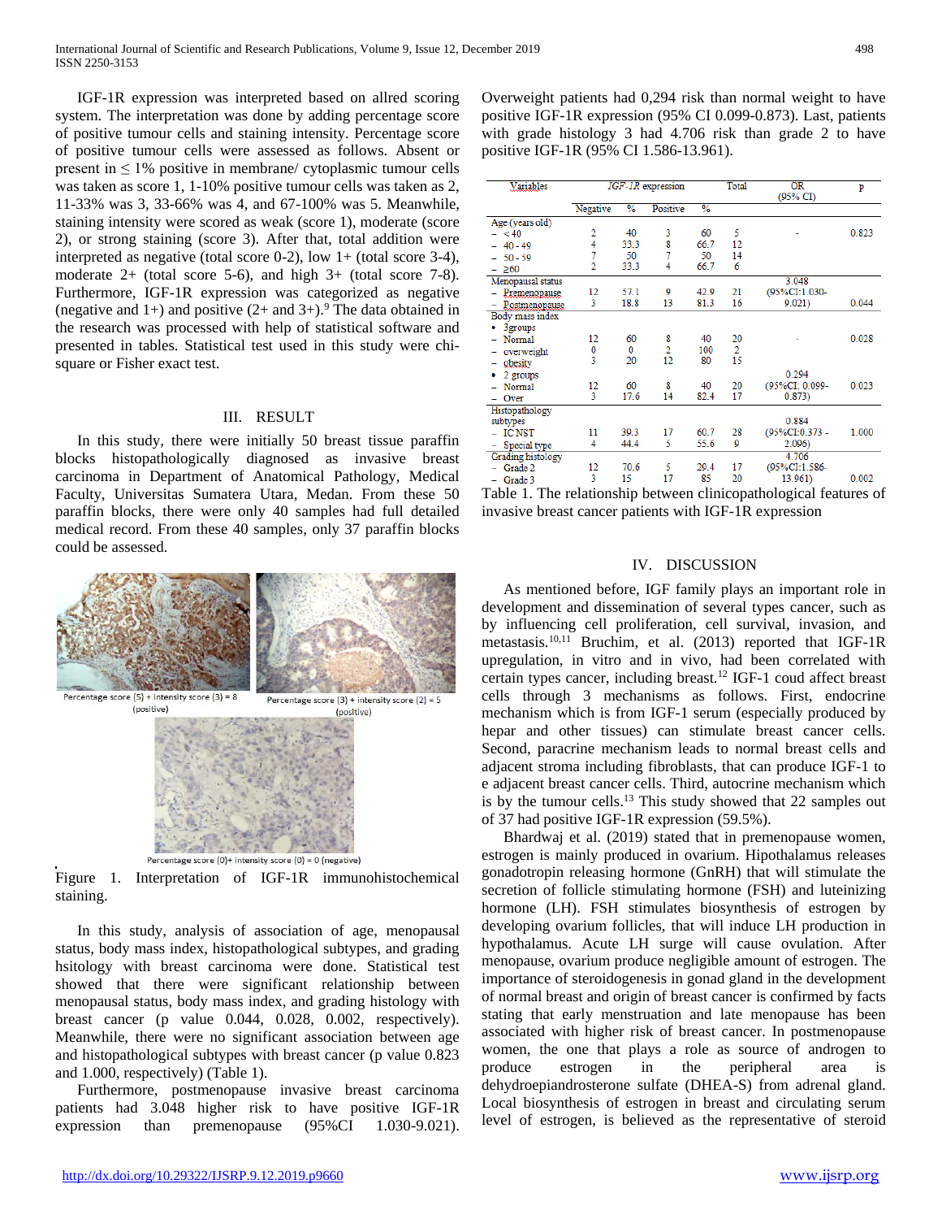IGF-1R expression was interpreted based on allred scoring system. The interpretation was done by adding percentage score of positive tumour cells and staining intensity. Percentage score of positive tumour cells were assessed as follows. Absent or present in ≤ 1% positive in membrane/ cytoplasmic tumour cells was taken as score 1, 1-10% positive tumour cells was taken as 2, 11-33% was 3, 33-66% was 4, and 67-100% was 5. Meanwhile, staining intensity were scored as weak (score 1), moderate (score 2), or strong staining (score 3). After that, total addition were interpreted as negative (total score 0-2), low 1+ (total score 3-4), moderate 2+ (total score 5-6), and high 3+ (total score 7-8). Furthermore, IGF-1R expression was categorized as negative (negative and 1+) and positive (2+ and 3+).[9] The data obtained in the research was processed with help of statistical software and presented in tables. Statistical test used in this study were chi-square or Fisher exact test.

## III. RESULT

In this study, there were initially 50 breast tissue paraffin blocks histopathologically diagnosed as invasive breast carcinoma in Department of Anatomical Pathology, Medical Faculty, Universitas Sumatera Utara, Medan. From these 50 paraffin blocks, there were only 40 samples had full detailed medical record. From these 40 samples, only 37 paraffin blocks could be assessed.

Percentage score (5) + intensity score (3) = 8 (positive)

Percentage score (3) + intensity score (2) = 5 (positive)

Percentage score (0)+ intensity score (0) = 0 (negative)

Figure 1. Interpretation of IGF-1R immunohistochemical staining.

In this study, analysis of association of age, menopausal status, body mass index, histopathological subtypes, and grading hsitology with breast carcinoma were done. Statistical test showed that there were significant relationship between menopausal status, body mass index, and grading histology with breast cancer (p value 0.044, 0.028, 0.002, respectively). Meanwhile, there were no significant association between age and histopathological subtypes with breast cancer (p value 0.823 and 1.000, respectively) (Table 1).

Furthermore, postmenopause invasive breast carcinoma patients had 3.048 higher risk to have positive IGF-1R expression than premenopause (95%CI 1.030-9.021). Overweight patients had 0,294 risk than normal weight to have positive IGF-1R expression (95% CI 0.099-0.873). Last, patients with grade histology 3 had 4.706 risk than grade 2 to have positive IGF-1R (95% CI 1.586-13.961).

| Variables | *IGF-1R* expression | | | | Total | OR (95% CI) | p |
|---|---|---|---|---|---|---|---|
| | Negative | % | Positive | % | | | |
| Age (years old) | | | | | | | |
| – < 40 | 2 | 40 | 3 | 60 | 5 | - | 0.823 |
| – 40 - 49 | 4 | 33.3 | 8 | 66.7 | 12 | | |
| – 50 - 59 | 7 | 50 | 7 | 50 | 14 | | |
| – ≥60 | 2 | 33.3 | 4 | 66.7 | 6 | | |
| Menopausal status | | | | | | 3.048 (95%CI:1.030-9.021) | 0.044 |
| – Premenopause | 12 | 57.1 | 9 | 42.9 | 21 | | |
| – Postmenopause | 3 | 18.8 | 13 | 81.3 | 16 | | |
| Body mass index | | | | | | | |
| • 3groups | | | | | | | |
| – Normal | 12 | 60 | 8 | 40 | 20 | - | 0.028 |
| – overweight | 0 | 0 | 2 | 100 | 2 | | |
| – obesity | 3 | 20 | 12 | 80 | 15 | | |
| • 2 groups | | | | | | 0.294 (95%CI: 0.099-0.873) | 0.023 |
| – Normal | 12 | 60 | 8 | 40 | 20 | | |
| – Over | 3 | 17.6 | 14 | 82.4 | 17 | | |
| Histopathology subtypes | | | | | | 0.884 (95%CI:0.373 - 2.096) | 1.000 |
| – IC NST | 11 | 39.3 | 17 | 60.7 | 28 | | |
| – Special type | 4 | 44.4 | 5 | 55.6 | 9 | | |
| Grading histology | | | | | | 4.706 (95%CI:1.586-13.961) | 0.002 |
| – Grade 2 | 12 | 70.6 | 5 | 29.4 | 17 | | |
| – Grade 3 | 3 | 15 | 17 | 85 | 20 | | |

Table 1. The relationship between clinicopathological features of invasive breast cancer patients with IGF-1R expression

## IV. DISCUSSION

As mentioned before, IGF family plays an important role in development and dissemination of several types cancer, such as by influencing cell proliferation, cell survival, invasion, and metastasis.[10,11] Bruchim, et al. (2013) reported that IGF-1R upregulation, in vitro and in vivo, had been correlated with certain types cancer, including breast.[12] IGF-1 coud affect breast cells through 3 mechanisms as follows. First, endocrine mechanism which is from IGF-1 serum (especially produced by hepar and other tissues) can stimulate breast cancer cells. Second, paracrine mechanism leads to normal breast cells and adjacent stroma including fibroblasts, that can produce IGF-1 to e adjacent breast cancer cells. Third, autocrine mechanism which is by the tumour cells.[13] This study showed that 22 samples out of 37 had positive IGF-1R expression (59.5%).

Bhardwaj et al. (2019) stated that in premenopause women, estrogen is mainly produced in ovarium. Hipothalamus releases gonadotropin releasing hormone (GnRH) that will stimulate the secretion of follicle stimulating hormone (FSH) and luteinizing hormone (LH). FSH stimulates biosynthesis of estrogen by developing ovarium follicles, that will induce LH production in hypothalamus. Acute LH surge will cause ovulation. After menopause, ovarium produce negligible amount of estrogen. The importance of steroidogenesis in gonad gland in the development of normal breast and origin of breast cancer is confirmed by facts stating that early menstruation and late menopause has been associated with higher risk of breast cancer. In postmenopause women, the one that plays a role as source of androgen to produce estrogen in the peripheral area is dehydroepiandrosterone sulfate (DHEA-S) from adrenal gland. Local biosynthesis of estrogen in breast and circulating serum level of estrogen, is believed as the representative of steroid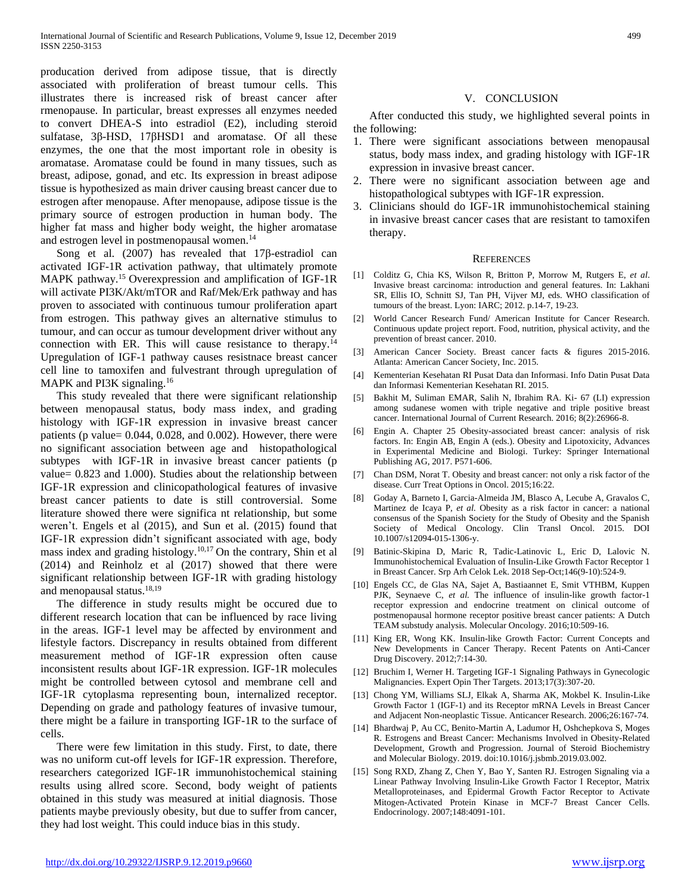producation derived from adipose tissue, that is directly associated with proliferation of breast tumour cells. This illustrates there is increased risk of breast cancer after rmenopause. In particular, breast expresses all enzymes needed to convert DHEA-S into estradiol (E2), including steroid sulfatase, 3β-HSD, 17βHSD1 and aromatase. Of all these enzymes, the one that the most important role in obesity is aromatase. Aromatase could be found in many tissues, such as breast, adipose, gonad, and etc. Its expression in breast adipose tissue is hypothesized as main driver causing breast cancer due to estrogen after menopause. After menopause, adipose tissue is the primary source of estrogen production in human body. The higher fat mass and higher body weight, the higher aromatase and estrogen level in postmenopausal women.[14]

Song et al. (2007) has revealed that 17β-estradiol can activated IGF-1R activation pathway, that ultimately promote MAPK pathway.[15] Overexpression and amplification of IGF-1R will activate PI3K/Akt/mTOR and Raf/Mek/Erk pathway and has proven to associated with continuous tumour proliferation apart from estrogen. This pathway gives an alternative stimulus to tumour, and can occur as tumour development driver without any connection with ER. This will cause resistance to therapy.[14] Upregulation of IGF-1 pathway causes resistnace breast cancer cell line to tamoxifen and fulvestrant through upregulation of MAPK and PI3K signaling.[16]

This study revealed that there were significant relationship between menopausal status, body mass index, and grading histology with IGF-1R expression in invasive breast cancer patients (p value= 0.044, 0.028, and 0.002). However, there were no significant association between age and histopathological subtypes with IGF-1R in invasive breast cancer patients (p value= 0.823 and 1.000). Studies about the relationship between IGF-1R expression and clinicopathological features of invasive breast cancer patients to date is still controversial. Some literature showed there were significa nt relationship, but some weren't. Engels et al (2015), and Sun et al. (2015) found that IGF-1R expression didn't significant associated with age, body mass index and grading histology.[10,17] On the contrary, Shin et al (2014) and Reinholz et al (2017) showed that there were significant relationship between IGF-1R with grading histology and menopausal status.[18,19]

The difference in study results might be occured due to different research location that can be influenced by race living in the areas. IGF-1 level may be affected by environment and lifestyle factors. Discrepancy in results obtained from different measurement method of IGF-1R expression often cause inconsistent results about IGF-1R expression. IGF-1R molecules might be controlled between cytosol and membrane cell and IGF-1R cytoplasma representing boun, internalized receptor. Depending on grade and pathology features of invasive tumour, there might be a failure in transporting IGF-1R to the surface of cells.

There were few limitation in this study. First, to date, there was no uniform cut-off levels for IGF-1R expression. Therefore, researchers categorized IGF-1R immunohistochemical staining results using allred score. Second, body weight of patients obtained in this study was measured at initial diagnosis. Those patients maybe previously obesity, but due to suffer from cancer, they had lost weight. This could induce bias in this study.

## V. CONCLUSION

After conducted this study, we highlighted several points in the following:

1. There were significant associations between menopausal status, body mass index, and grading histology with IGF-1R expression in invasive breast cancer.
2. There were no significant association between age and histopathological subtypes with IGF-1R expression.
3. Clinicians should do IGF-1R immunohistochemical staining in invasive breast cancer cases that are resistant to tamoxifen therapy.

## REFERENCES

[1] Colditz G, Chia KS, Wilson R, Britton P, Morrow M, Rutgers E, *et al*. Invasive breast carcinoma: introduction and general features. In: Lakhani SR, Ellis IO, Schnitt SJ, Tan PH, Vijver MJ, eds. WHO classification of tumours of the breast. Lyon: IARC; 2012. p.14-7, 19-23.

[2] World Cancer Research Fund/ American Institute for Cancer Research. Continuous update project report. Food, nutrition, physical activity, and the prevention of breast cancer. 2010.

[3] American Cancer Society. Breast cancer facts & figures 2015-2016. Atlanta: American Cancer Society, Inc. 2015.

[4] Kementerian Kesehatan RI Pusat Data dan Informasi. Info Datin Pusat Data dan Informasi Kementerian Kesehatan RI. 2015.

[5] Bakhit M, Suliman EMAR, Salih N, Ibrahim RA. Ki- 67 (LI) expression among sudanese women with triple negative and triple positive breast cancer. International Journal of Current Research. 2016; 8(2):26966-8.

[6] Engin A. Chapter 25 Obesity-associated breast cancer: analysis of risk factors. In: Engin AB, Engin A (eds.). Obesity and Lipotoxicity, Advances in Experimental Medicine and Biologi. Turkey: Springer International Publishing AG, 2017. P571-606.

[7] Chan DSM, Norat T. Obesity and breast cancer: not only a risk factor of the disease. Curr Treat Options in Oncol. 2015;16:22.

[8] Goday A, Barneto I, Garcia-Almeida JM, Blasco A, Lecube A, Gravalos C, Martinez de Icaya P, *et al.* Obesity as a risk factor in cancer: a national consensus of the Spanish Society for the Study of Obesity and the Spanish Society of Medical Oncology. Clin Transl Oncol. 2015. DOI 10.1007/s12094-015-1306-y.

[9] Batinic-Skipina D, Maric R, Tadic-Latinovic L, Eric D, Lalovic N. Immunohistochemical Evaluation of Insulin-Like Growth Factor Receptor 1 in Breast Cancer. Srp Arh Celok Lek. 2018 Sep-Oct;146(9-10):524-9.

[10] Engels CC, de Glas NA, Sajet A, Bastiaannet E, Smit VTHBM, Kuppen PJK, Seynaeve C, *et al.* The influence of insulin-like growth factor-1 receptor expression and endocrine treatment on clinical outcome of postmenopausal hormone receptor positive breast cancer patients: A Dutch TEAM substudy analysis. Molecular Oncology. 2016;10:509-16.

[11] King ER, Wong KK. Insulin-like Growth Factor: Current Concepts and New Developments in Cancer Therapy. Recent Patents on Anti-Cancer Drug Discovery. 2012;7:14-30.

[12] Bruchim I, Werner H. Targeting IGF-1 Signaling Pathways in Gynecologic Malignancies. Expert Opin Ther Targets. 2013;17(3):307-20.

[13] Chong YM, Williams SLJ, Elkak A, Sharma AK, Mokbel K. Insulin-Like Growth Factor 1 (IGF-1) and its Receptor mRNA Levels in Breast Cancer and Adjacent Non-neoplastic Tissue. Anticancer Research. 2006;26:167-74.

[14] Bhardwaj P, Au CC, Benito-Martin A, Ladumor H, Oshchepkova S, Moges R. Estrogens and Breast Cancer: Mechanisms Involved in Obesity-Related Development, Growth and Progression. Journal of Steroid Biochemistry and Molecular Biology. 2019. doi:10.1016/j.jsbmb.2019.03.002.

[15] Song RXD, Zhang Z, Chen Y, Bao Y, Santen RJ. Estrogen Signaling via a Linear Pathway Involving Insulin-Like Growth Factor I Receptor, Matrix Metalloproteinases, and Epidermal Growth Factor Receptor to Activate Mitogen-Activated Protein Kinase in MCF-7 Breast Cancer Cells. Endocrinology. 2007;148:4091-101.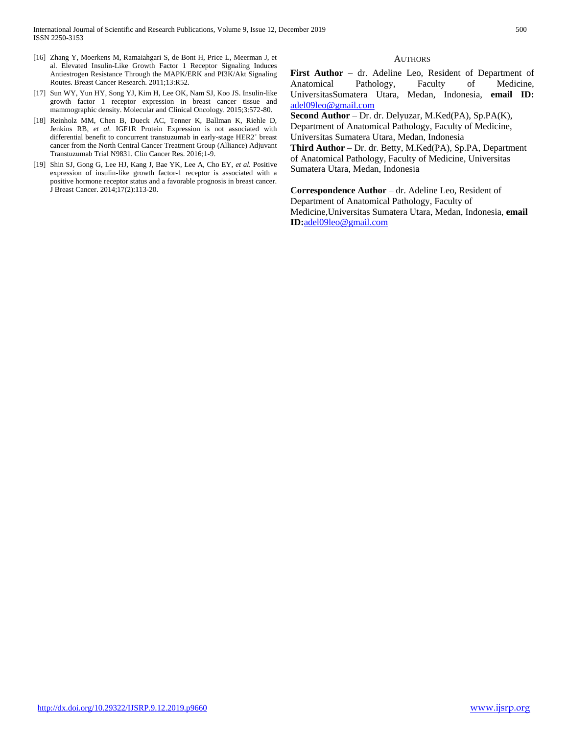[16] Zhang Y, Moerkens M, Ramaiahgari S, de Bont H, Price L, Meerman J, et al. Elevated Insulin-Like Growth Factor 1 Receptor Signaling Induces Antiestrogen Resistance Through the MAPK/ERK and PI3K/Akt Signaling Routes. Breast Cancer Research. 2011;13:R52.

[17] Sun WY, Yun HY, Song YJ, Kim H, Lee OK, Nam SJ, Koo JS. Insulin-like growth factor 1 receptor expression in breast cancer tissue and mammographic density. Molecular and Clinical Oncology. 2015;3:572-80.

[18] Reinholz MM, Chen B, Dueck AC, Tenner K, Ballman K, Riehle D, Jenkins RB, *et al.* IGF1R Protein Expression is not associated with differential benefit to concurrent transtuzumab in early-stage HER2[+] breast cancer from the North Central Cancer Treatment Group (Alliance) Adjuvant Transtuzumab Trial N9831. Clin Cancer Res. 2016;1-9.

[19] Shin SJ, Gong G, Lee HJ, Kang J, Bae YK, Lee A, Cho EY, *et al.* Positive expression of insulin-like growth factor-1 receptor is associated with a positive hormone receptor status and a favorable prognosis in breast cancer. J Breast Cancer. 2014;17(2):113-20.

## AUTHORS

**First Author** – dr. Adeline Leo, Resident of Department of Anatomical Pathology, Faculty of Medicine, UniversitasSumatera Utara, Medan, Indonesia, **email ID:** adel09leo@gmail.com

**Second Author** – Dr. dr. Delyuzar, M.Ked(PA), Sp.PA(K), Department of Anatomical Pathology, Faculty of Medicine, Universitas Sumatera Utara, Medan, Indonesia

**Third Author** – Dr. dr. Betty, M.Ked(PA), Sp.PA, Department of Anatomical Pathology, Faculty of Medicine, Universitas Sumatera Utara, Medan, Indonesia

**Correspondence Author** – dr. Adeline Leo, Resident of Department of Anatomical Pathology, Faculty of Medicine,Universitas Sumatera Utara, Medan, Indonesia, **email ID:**adel09leo@gmail.com